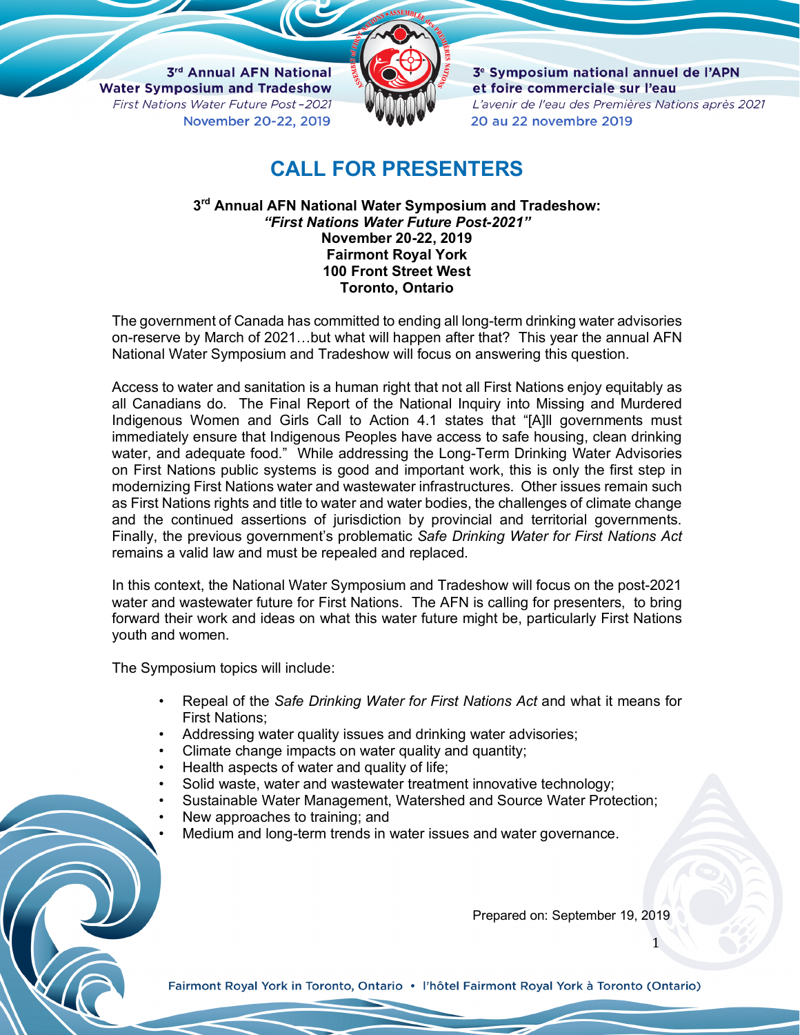3rd Annual AFN National Water Symposium and Tradeshow
*First Nations Water Future Post-2021*
November 20-22, 2019

3e Symposium national annuel de l'APN et foire commerciale sur l'eau
*L'avenir de l'eau des Premières Nations après 2021*
20 au 22 novembre 2019

# CALL FOR PRESENTERS

**3rd Annual AFN National Water Symposium and Tradeshow:**
***"First Nations Water Future Post-2021"***
**November 20-22, 2019**
**Fairmont Royal York**
**100 Front Street West**
**Toronto, Ontario**

The government of Canada has committed to ending all long-term drinking water advisories on-reserve by March of 2021…but what will happen after that? This year the annual AFN National Water Symposium and Tradeshow will focus on answering this question.

Access to water and sanitation is a human right that not all First Nations enjoy equitably as all Canadians do. The Final Report of the National Inquiry into Missing and Murdered Indigenous Women and Girls Call to Action 4.1 states that "[A]ll governments must immediately ensure that Indigenous Peoples have access to safe housing, clean drinking water, and adequate food." While addressing the Long-Term Drinking Water Advisories on First Nations public systems is good and important work, this is only the first step in modernizing First Nations water and wastewater infrastructures. Other issues remain such as First Nations rights and title to water and water bodies, the challenges of climate change and the continued assertions of jurisdiction by provincial and territorial governments. Finally, the previous government's problematic *Safe Drinking Water for First Nations Act* remains a valid law and must be repealed and replaced.

In this context, the National Water Symposium and Tradeshow will focus on the post-2021 water and wastewater future for First Nations. The AFN is calling for presenters, to bring forward their work and ideas on what this water future might be, particularly First Nations youth and women.

The Symposium topics will include:

- Repeal of the *Safe Drinking Water for First Nations Act* and what it means for First Nations;
- Addressing water quality issues and drinking water advisories;
- Climate change impacts on water quality and quantity;
- Health aspects of water and quality of life;
- Solid waste, water and wastewater treatment innovative technology;
- Sustainable Water Management, Watershed and Source Water Protection;
- New approaches to training; and
- Medium and long-term trends in water issues and water governance.

Prepared on: September 19, 2019

Fairmont Royal York in Toronto, Ontario • l'hôtel Fairmont Royal York à Toronto (Ontario)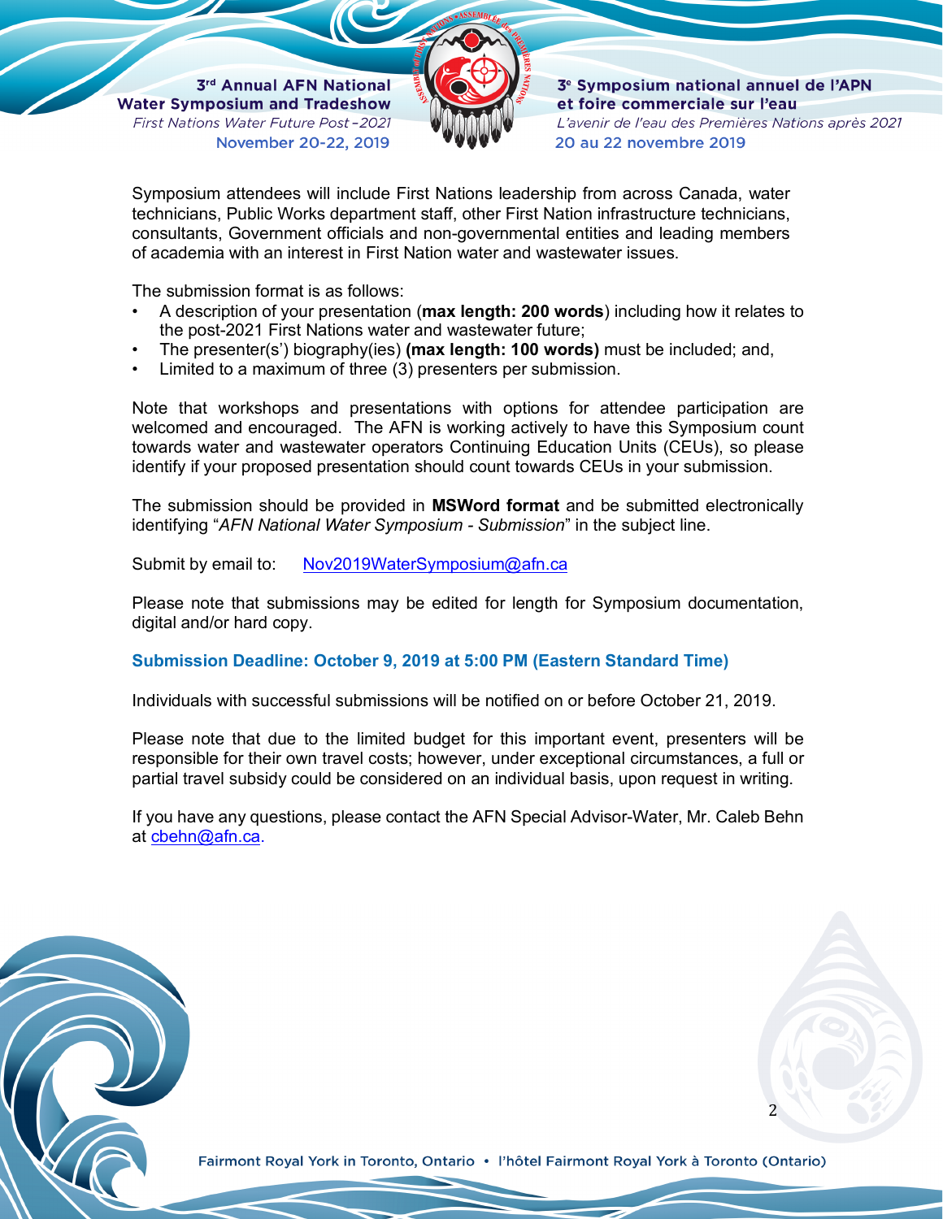Symposium attendees will include First Nations leadership from across Canada, water technicians, Public Works department staff, other First Nation infrastructure technicians, consultants, Government officials and non-governmental entities and leading members of academia with an interest in First Nation water and wastewater issues.

The submission format is as follows:

- A description of your presentation (**max length: 200 words**) including how it relates to the post-2021 First Nations water and wastewater future;
- The presenter(s') biography(ies) **(max length: 100 words)** must be included; and,
- Limited to a maximum of three (3) presenters per submission.

Note that workshops and presentations with options for attendee participation are welcomed and encouraged. The AFN is working actively to have this Symposium count towards water and wastewater operators Continuing Education Units (CEUs), so please identify if your proposed presentation should count towards CEUs in your submission.

The submission should be provided in **MSWord format** and be submitted electronically identifying "*AFN National Water Symposium - Submission*" in the subject line.

Submit by email to: Nov2019WaterSymposium@afn.ca

Please note that submissions may be edited for length for Symposium documentation, digital and/or hard copy.

**Submission Deadline: October 9, 2019 at 5:00 PM (Eastern Standard Time)**

Individuals with successful submissions will be notified on or before October 21, 2019.

Please note that due to the limited budget for this important event, presenters will be responsible for their own travel costs; however, under exceptional circumstances, a full or partial travel subsidy could be considered on an individual basis, upon request in writing.

If you have any questions, please contact the AFN Special Advisor-Water, Mr. Caleb Behn at cbehn@afn.ca.